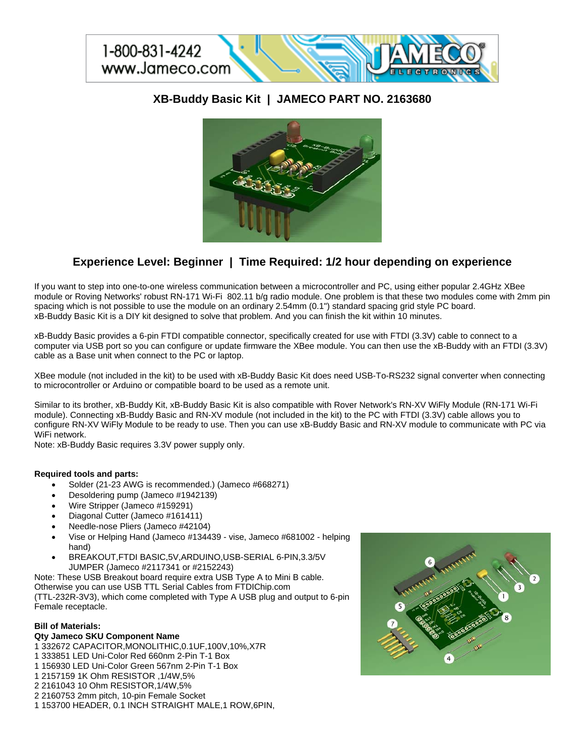# XB-Buddy Basic Kit | JAMECO PART NO. 2163680

## Experience Level: Beginner | Time Required: 1/2 hour depending on experience

If you want to step into one-to-one wireless communication between a microcontroller and PC, using either popular 2.4GHz XBee module or Roving Networks' robust RN-171 Wi-Fi 802.11 b/g radio module. One problem is that these two modules come with 2mm pin spacing which is not possible to use the module on an ordinary 2.54mm (0.1") standard spacing grid style PC board. xB-Buddy Basic Kit is a DIY kit designed to solve that problem. And you can finish the kit within 10 minutes.

xB-Buddy Basic provides a 6-pin FTDI compatible connector, specifically created for use with FTDI (3.3V) cable to connect to a computer via USB port so you can configure or update firmware the XBee module. You can then use the xB-Buddy with an FTDI (3.3V) cable as a Base unit when connect to the PC or laptop.

XBee module (not included in the kit) to be used with xB-Buddy Basic Kit does need USB-To-RS232 signal converter when connecting to microcontroller or Arduino or compatible board to be used as a remote unit.

Similar to its brother, xB-Buddy Kit, xB-Buddy Basic Kit is also compatible with Rover Network's RN-XV WiFly Module (RN-171 Wi-Fi module). Connecting xB-Buddy Basic and RN-XV module (not included in the kit) to the PC with FTDI (3.3V) cable allows you to configure RN-XV WiFly Module to be ready to use. Then you can use xB-Buddy Basic and RN-XV module to communicate with PC via WiFi network.
Note: xB-Buddy Basic requires 3.3V power supply only.

**Required tools and parts:**

- Solder (21-23 AWG is recommended.) (Jameco #668271)
- Desoldering pump (Jameco #1942139)
- Wire Stripper (Jameco #159291)
- Diagonal Cutter (Jameco #161411)
- Needle-nose Pliers (Jameco #42104)
- Vise or Helping Hand (Jameco #134439 - vise, Jameco #681002 - helping hand)
- BREAKOUT,FTDI BASIC,5V,ARDUINO,USB-SERIAL 6-PIN,3.3/5V JUMPER (Jameco #2117341 or #2152243)

Note: These USB Breakout board require extra USB Type A to Mini B cable. Otherwise you can use USB TTL Serial Cables from FTDIChip.com (TTL-232R-3V3), which come completed with Type A USB plug and output to 6-pin Female receptacle.

**Bill of Materials:**

**Qty Jameco SKU Component Name**

1 332672 CAPACITOR,MONOLITHIC,0.1UF,100V,10%,X7R
1 333851 LED Uni-Color Red 660nm 2-Pin T-1 Box
1 156930 LED Uni-Color Green 567nm 2-Pin T-1 Box
1 2157159 1K Ohm RESISTOR ,1/4W,5%
2 2161043 10 Ohm RESISTOR,1/4W,5%
2 2160753 2mm pitch, 10-pin Female Socket
1 153700 HEADER, 0.1 INCH STRAIGHT MALE,1 ROW,6PIN,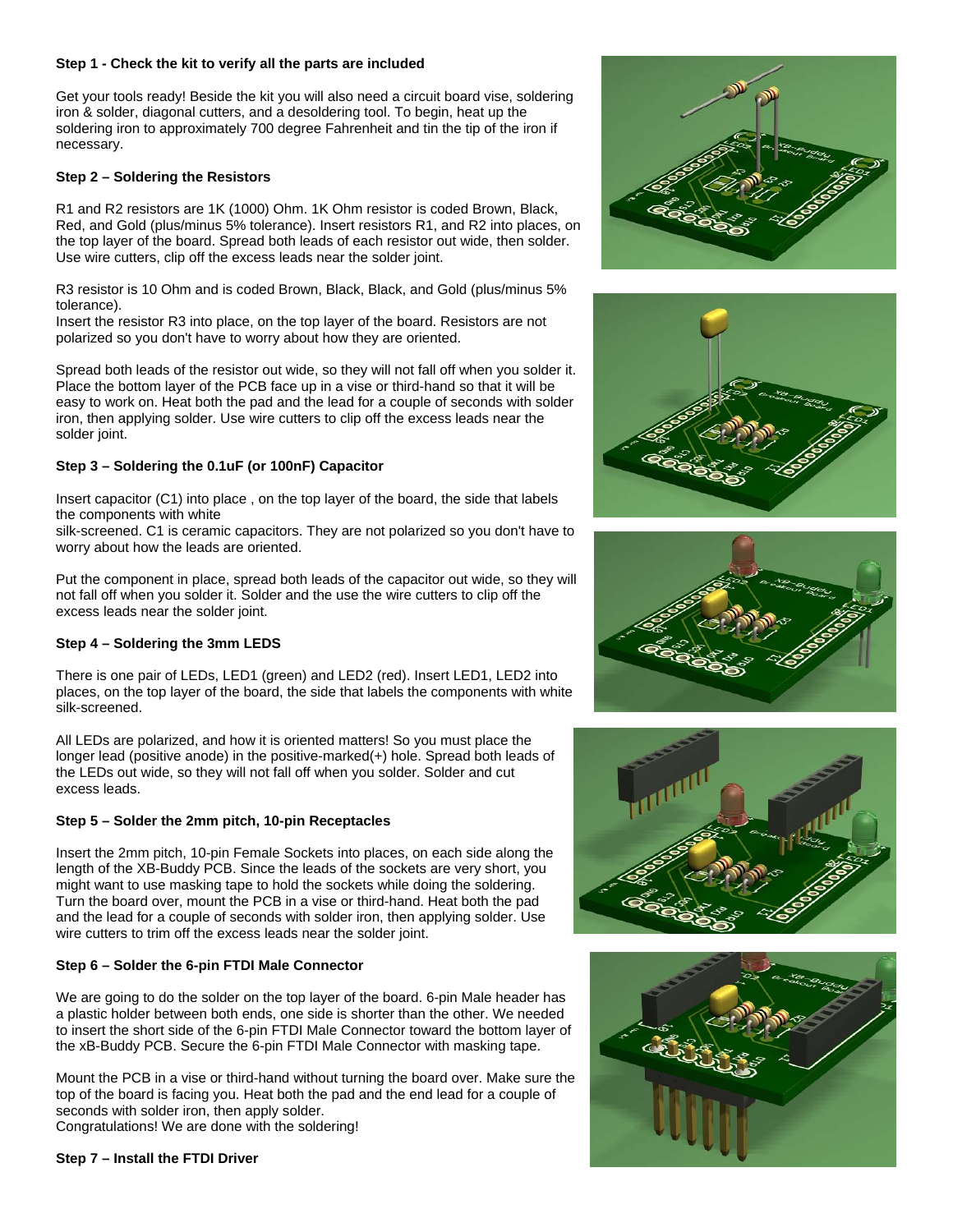**Step 1 - Check the kit to verify all the parts are included**

Get your tools ready! Beside the kit you will also need a circuit board vise, soldering iron & solder, diagonal cutters, and a desoldering tool. To begin, heat up the soldering iron to approximately 700 degree Fahrenheit and tin the tip of the iron if necessary.

**Step 2 – Soldering the Resistors**

R1 and R2 resistors are 1K (1000) Ohm. 1K Ohm resistor is coded Brown, Black, Red, and Gold (plus/minus 5% tolerance). Insert resistors R1, and R2 into places, on the top layer of the board. Spread both leads of each resistor out wide, then solder. Use wire cutters, clip off the excess leads near the solder joint.

R3 resistor is 10 Ohm and is coded Brown, Black, Black, and Gold (plus/minus 5% tolerance).
Insert the resistor R3 into place, on the top layer of the board. Resistors are not polarized so you don't have to worry about how they are oriented.

Spread both leads of the resistor out wide, so they will not fall off when you solder it. Place the bottom layer of the PCB face up in a vise or third-hand so that it will be easy to work on. Heat both the pad and the lead for a couple of seconds with solder iron, then applying solder. Use wire cutters to clip off the excess leads near the solder joint.

**Step 3 – Soldering the 0.1uF (or 100nF) Capacitor**

Insert capacitor (C1) into place , on the top layer of the board, the side that labels the components with white
silk-screened. C1 is ceramic capacitors. They are not polarized so you don't have to worry about how the leads are oriented.

Put the component in place, spread both leads of the capacitor out wide, so they will not fall off when you solder it. Solder and the use the wire cutters to clip off the excess leads near the solder joint.

**Step 4 – Soldering the 3mm LEDS**

There is one pair of LEDs, LED1 (green) and LED2 (red). Insert LED1, LED2 into places, on the top layer of the board, the side that labels the components with white silk-screened.

All LEDs are polarized, and how it is oriented matters! So you must place the longer lead (positive anode) in the positive-marked(+) hole. Spread both leads of the LEDs out wide, so they will not fall off when you solder. Solder and cut excess leads.

**Step 5 – Solder the 2mm pitch, 10-pin Receptacles**

Insert the 2mm pitch, 10-pin Female Sockets into places, on each side along the length of the XB-Buddy PCB. Since the leads of the sockets are very short, you might want to use masking tape to hold the sockets while doing the soldering. Turn the board over, mount the PCB in a vise or third-hand. Heat both the pad and the lead for a couple of seconds with solder iron, then applying solder. Use wire cutters to trim off the excess leads near the solder joint.

**Step 6 – Solder the 6-pin FTDI Male Connector**

We are going to do the solder on the top layer of the board. 6-pin Male header has a plastic holder between both ends, one side is shorter than the other. We needed to insert the short side of the 6-pin FTDI Male Connector toward the bottom layer of the xB-Buddy PCB. Secure the 6-pin FTDI Male Connector with masking tape.

Mount the PCB in a vise or third-hand without turning the board over. Make sure the top of the board is facing you. Heat both the pad and the end lead for a couple of seconds with solder iron, then apply solder.
Congratulations! We are done with the soldering!

**Step 7 – Install the FTDI Driver**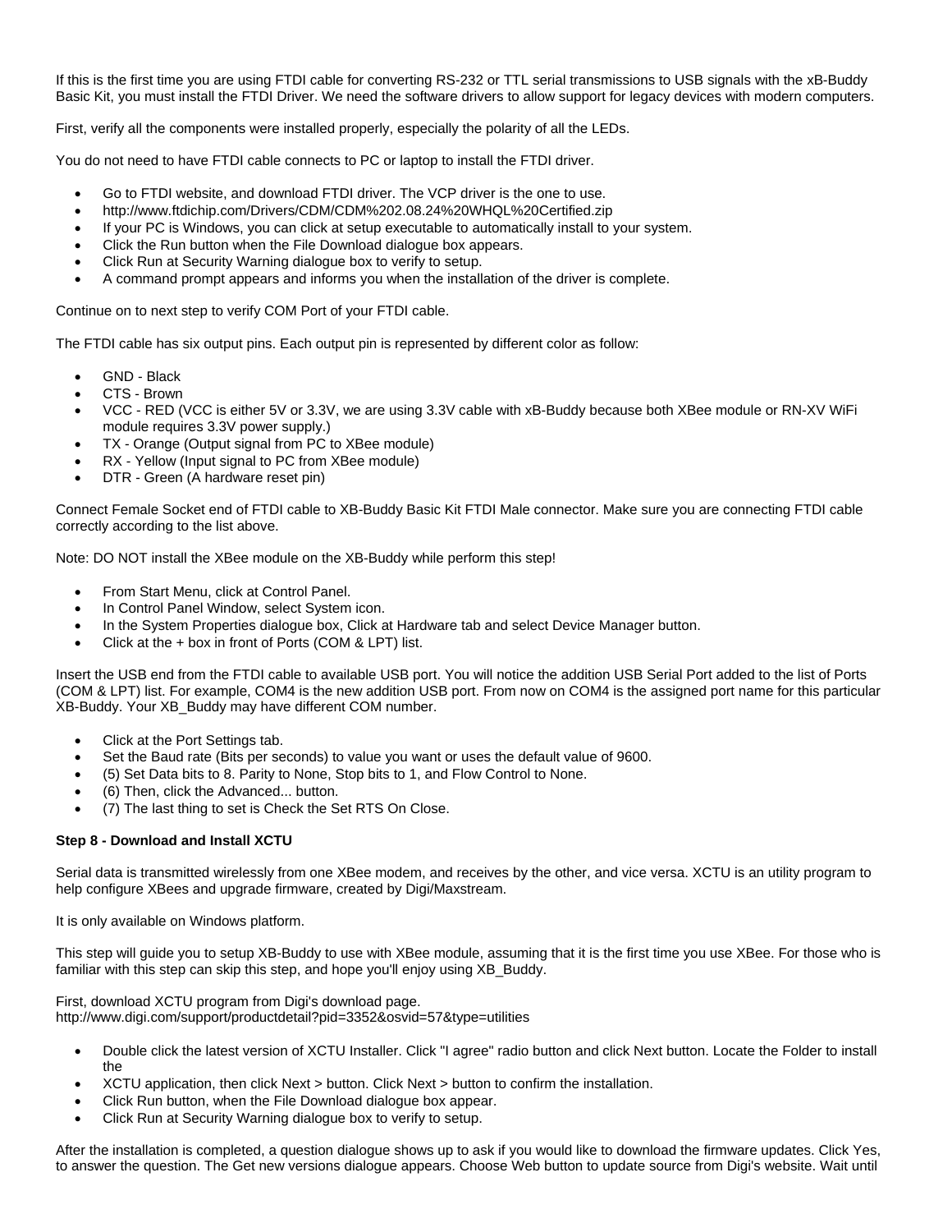If this is the first time you are using FTDI cable for converting RS-232 or TTL serial transmissions to USB signals with the xB-Buddy Basic Kit, you must install the FTDI Driver. We need the software drivers to allow support for legacy devices with modern computers.

First, verify all the components were installed properly, especially the polarity of all the LEDs.

You do not need to have FTDI cable connects to PC or laptop to install the FTDI driver.

- Go to FTDI website, and download FTDI driver. The VCP driver is the one to use.
- http://www.ftdichip.com/Drivers/CDM/CDM%202.08.24%20WHQL%20Certified.zip
- If your PC is Windows, you can click at setup executable to automatically install to your system.
- Click the Run button when the File Download dialogue box appears.
- Click Run at Security Warning dialogue box to verify to setup.
- A command prompt appears and informs you when the installation of the driver is complete.

Continue on to next step to verify COM Port of your FTDI cable.

The FTDI cable has six output pins. Each output pin is represented by different color as follow:

- GND - Black
- CTS - Brown
- VCC - RED (VCC is either 5V or 3.3V, we are using 3.3V cable with xB-Buddy because both XBee module or RN-XV WiFi module requires 3.3V power supply.)
- TX - Orange (Output signal from PC to XBee module)
- RX - Yellow (Input signal to PC from XBee module)
- DTR - Green (A hardware reset pin)

Connect Female Socket end of FTDI cable to XB-Buddy Basic Kit FTDI Male connector. Make sure you are connecting FTDI cable correctly according to the list above.

Note: DO NOT install the XBee module on the XB-Buddy while perform this step!

- From Start Menu, click at Control Panel.
- In Control Panel Window, select System icon.
- In the System Properties dialogue box, Click at Hardware tab and select Device Manager button.
- Click at the + box in front of Ports (COM & LPT) list.

Insert the USB end from the FTDI cable to available USB port. You will notice the addition USB Serial Port added to the list of Ports (COM & LPT) list. For example, COM4 is the new addition USB port. From now on COM4 is the assigned port name for this particular XB-Buddy. Your XB_Buddy may have different COM number.

- Click at the Port Settings tab.
- Set the Baud rate (Bits per seconds) to value you want or uses the default value of 9600.
- (5) Set Data bits to 8. Parity to None, Stop bits to 1, and Flow Control to None.
- (6) Then, click the Advanced... button.
- (7) The last thing to set is Check the Set RTS On Close.

**Step 8 - Download and Install XCTU**

Serial data is transmitted wirelessly from one XBee modem, and receives by the other, and vice versa. XCTU is an utility program to help configure XBees and upgrade firmware, created by Digi/Maxstream.

It is only available on Windows platform.

This step will guide you to setup XB-Buddy to use with XBee module, assuming that it is the first time you use XBee. For those who is familiar with this step can skip this step, and hope you'll enjoy using XB_Buddy.

First, download XCTU program from Digi's download page.
http://www.digi.com/support/productdetail?pid=3352&osvid=57&type=utilities

- Double click the latest version of XCTU Installer. Click "I agree" radio button and click Next button. Locate the Folder to install the
- XCTU application, then click Next > button. Click Next > button to confirm the installation.
- Click Run button, when the File Download dialogue box appear.
- Click Run at Security Warning dialogue box to verify to setup.

After the installation is completed, a question dialogue shows up to ask if you would like to download the firmware updates. Click Yes, to answer the question. The Get new versions dialogue appears. Choose Web button to update source from Digi's website. Wait until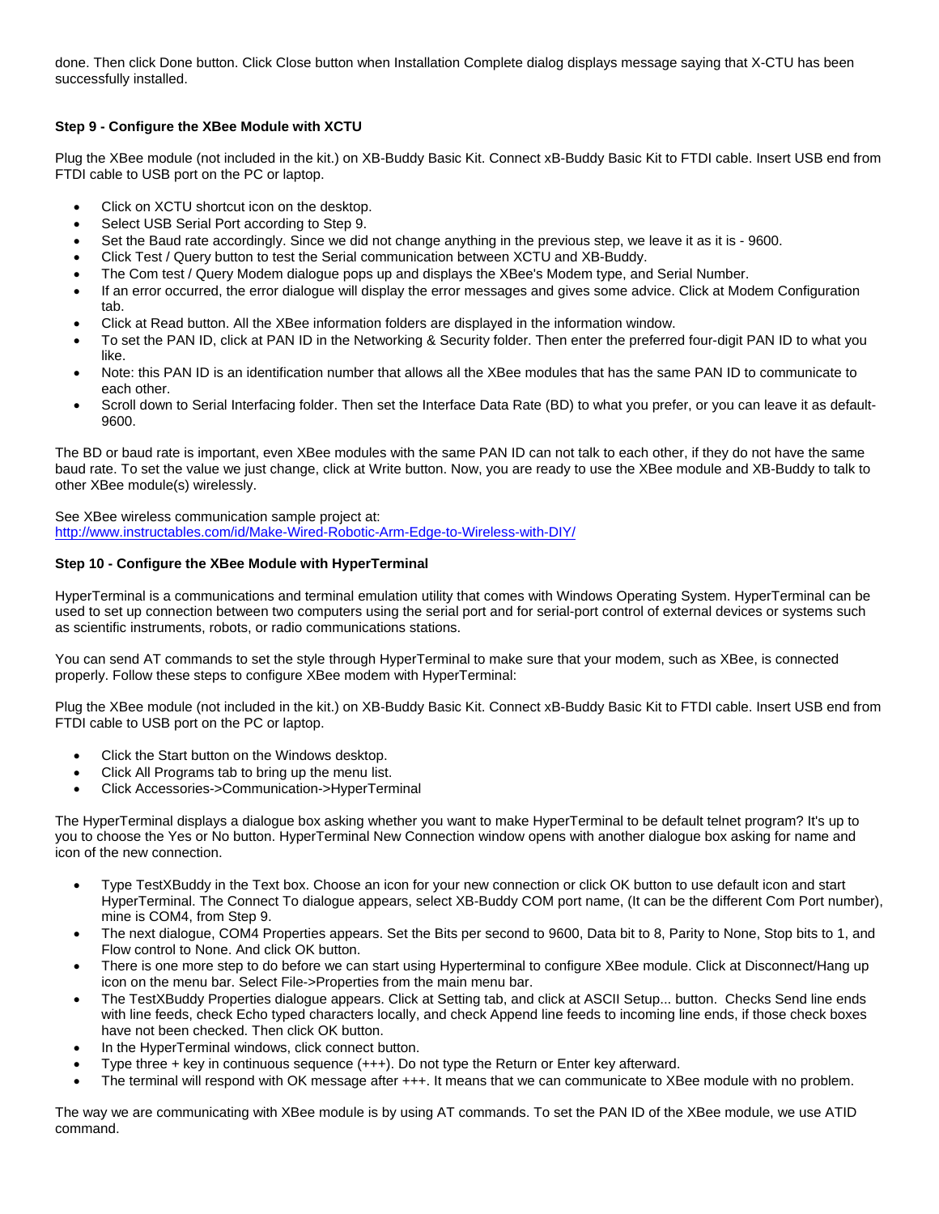done. Then click Done button. Click Close button when Installation Complete dialog displays message saying that X-CTU has been successfully installed.

**Step 9 - Configure the XBee Module with XCTU**

Plug the XBee module (not included in the kit.) on XB-Buddy Basic Kit. Connect xB-Buddy Basic Kit to FTDI cable. Insert USB end from FTDI cable to USB port on the PC or laptop.

- Click on XCTU shortcut icon on the desktop.
- Select USB Serial Port according to Step 9.
- Set the Baud rate accordingly. Since we did not change anything in the previous step, we leave it as it is - 9600.
- Click Test / Query button to test the Serial communication between XCTU and XB-Buddy.
- The Com test / Query Modem dialogue pops up and displays the XBee's Modem type, and Serial Number.
- If an error occurred, the error dialogue will display the error messages and gives some advice. Click at Modem Configuration tab.
- Click at Read button. All the XBee information folders are displayed in the information window.
- To set the PAN ID, click at PAN ID in the Networking & Security folder. Then enter the preferred four-digit PAN ID to what you like.
- Note: this PAN ID is an identification number that allows all the XBee modules that has the same PAN ID to communicate to each other.
- Scroll down to Serial Interfacing folder. Then set the Interface Data Rate (BD) to what you prefer, or you can leave it as default- 9600.

The BD or baud rate is important, even XBee modules with the same PAN ID can not talk to each other, if they do not have the same baud rate. To set the value we just change, click at Write button. Now, you are ready to use the XBee module and XB-Buddy to talk to other XBee module(s) wirelessly.

See XBee wireless communication sample project at:
[http://www.instructables.com/id/Make-Wired-Robotic-Arm-Edge-to-Wireless-with-DIY/](http://www.instructables.com/id/Make-Wired-Robotic-Arm-Edge-to-Wireless-with-DIY/)

**Step 10 - Configure the XBee Module with HyperTerminal**

HyperTerminal is a communications and terminal emulation utility that comes with Windows Operating System. HyperTerminal can be used to set up connection between two computers using the serial port and for serial-port control of external devices or systems such as scientific instruments, robots, or radio communications stations.

You can send AT commands to set the style through HyperTerminal to make sure that your modem, such as XBee, is connected properly. Follow these steps to configure XBee modem with HyperTerminal:

Plug the XBee module (not included in the kit.) on XB-Buddy Basic Kit. Connect xB-Buddy Basic Kit to FTDI cable. Insert USB end from FTDI cable to USB port on the PC or laptop.

- Click the Start button on the Windows desktop.
- Click All Programs tab to bring up the menu list.
- Click Accessories->Communication->HyperTerminal

The HyperTerminal displays a dialogue box asking whether you want to make HyperTerminal to be default telnet program? It's up to you to choose the Yes or No button. HyperTerminal New Connection window opens with another dialogue box asking for name and icon of the new connection.

- Type TestXBuddy in the Text box. Choose an icon for your new connection or click OK button to use default icon and start HyperTerminal. The Connect To dialogue appears, select XB-Buddy COM port name, (It can be the different Com Port number), mine is COM4, from Step 9.
- The next dialogue, COM4 Properties appears. Set the Bits per second to 9600, Data bit to 8, Parity to None, Stop bits to 1, and Flow control to None. And click OK button.
- There is one more step to do before we can start using Hyperterminal to configure XBee module. Click at Disconnect/Hang up icon on the menu bar. Select File->Properties from the main menu bar.
- The TestXBuddy Properties dialogue appears. Click at Setting tab, and click at ASCII Setup... button. Checks Send line ends with line feeds, check Echo typed characters locally, and check Append line feeds to incoming line ends, if those check boxes have not been checked. Then click OK button.
- In the HyperTerminal windows, click connect button.
- Type three + key in continuous sequence (+++). Do not type the Return or Enter key afterward.
- The terminal will respond with OK message after +++. It means that we can communicate to XBee module with no problem.

The way we are communicating with XBee module is by using AT commands. To set the PAN ID of the XBee module, we use ATID command.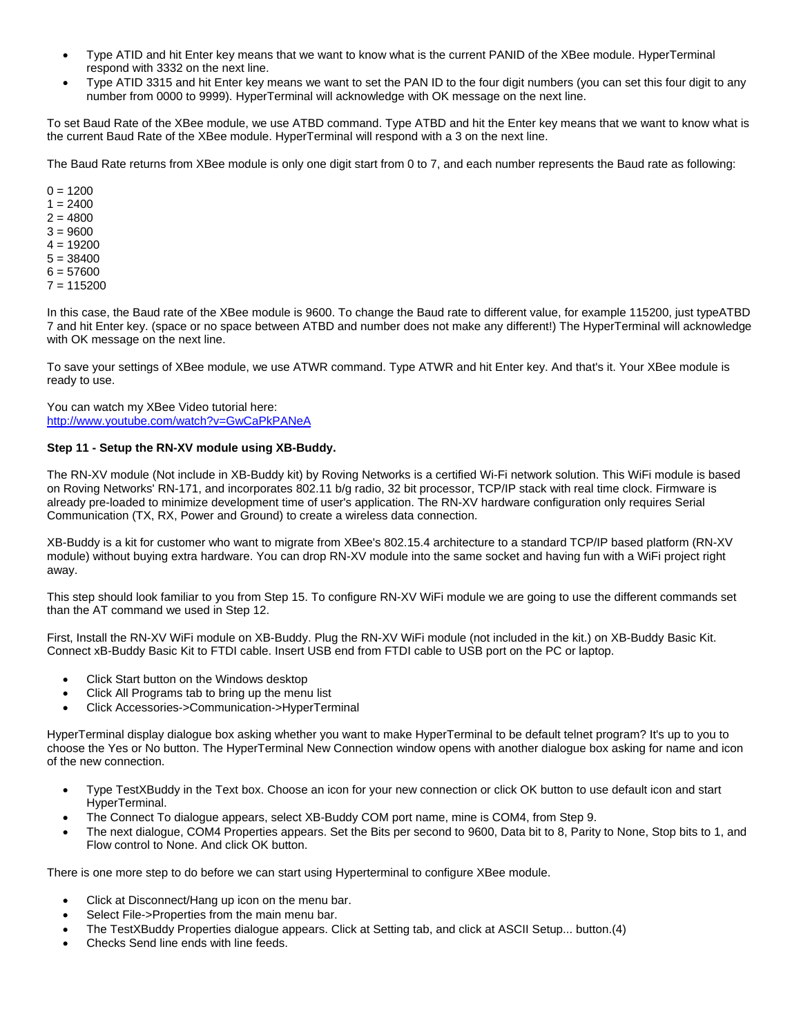- Type ATID and hit Enter key means that we want to know what is the current PANID of the XBee module. HyperTerminal respond with 3332 on the next line.
- Type ATID 3315 and hit Enter key means we want to set the PAN ID to the four digit numbers (you can set this four digit to any number from 0000 to 9999). HyperTerminal will acknowledge with OK message on the next line.

To set Baud Rate of the XBee module, we use ATBD command. Type ATBD and hit the Enter key means that we want to know what is the current Baud Rate of the XBee module. HyperTerminal will respond with a 3 on the next line.

The Baud Rate returns from XBee module is only one digit start from 0 to 7, and each number represents the Baud rate as following:

0 = 1200
1 = 2400
2 = 4800
3 = 9600
4 = 19200
5 = 38400
6 = 57600
7 = 115200

In this case, the Baud rate of the XBee module is 9600. To change the Baud rate to different value, for example 115200, just typeATBD 7 and hit Enter key. (space or no space between ATBD and number does not make any different!) The HyperTerminal will acknowledge with OK message on the next line.

To save your settings of XBee module, we use ATWR command. Type ATWR and hit Enter key. And that's it. Your XBee module is ready to use.

You can watch my XBee Video tutorial here:
http://www.youtube.com/watch?v=GwCaPkPANeA

**Step 11 - Setup the RN-XV module using XB-Buddy.**

The RN-XV module (Not include in XB-Buddy kit) by Roving Networks is a certified Wi-Fi network solution. This WiFi module is based on Roving Networks' RN-171, and incorporates 802.11 b/g radio, 32 bit processor, TCP/IP stack with real time clock. Firmware is already pre-loaded to minimize development time of user's application. The RN-XV hardware configuration only requires Serial Communication (TX, RX, Power and Ground) to create a wireless data connection.

XB-Buddy is a kit for customer who want to migrate from XBee's 802.15.4 architecture to a standard TCP/IP based platform (RN-XV module) without buying extra hardware. You can drop RN-XV module into the same socket and having fun with a WiFi project right away.

This step should look familiar to you from Step 15. To configure RN-XV WiFi module we are going to use the different commands set than the AT command we used in Step 12.

First, Install the RN-XV WiFi module on XB-Buddy. Plug the RN-XV WiFi module (not included in the kit.) on XB-Buddy Basic Kit. Connect xB-Buddy Basic Kit to FTDI cable. Insert USB end from FTDI cable to USB port on the PC or laptop.

- Click Start button on the Windows desktop
- Click All Programs tab to bring up the menu list
- Click Accessories->Communication->HyperTerminal

HyperTerminal display dialogue box asking whether you want to make HyperTerminal to be default telnet program? It's up to you to choose the Yes or No button. The HyperTerminal New Connection window opens with another dialogue box asking for name and icon of the new connection.

- Type TestXBuddy in the Text box. Choose an icon for your new connection or click OK button to use default icon and start HyperTerminal.
- The Connect To dialogue appears, select XB-Buddy COM port name, mine is COM4, from Step 9.
- The next dialogue, COM4 Properties appears. Set the Bits per second to 9600, Data bit to 8, Parity to None, Stop bits to 1, and Flow control to None. And click OK button.

There is one more step to do before we can start using Hyperterminal to configure XBee module.

- Click at Disconnect/Hang up icon on the menu bar.
- Select File->Properties from the main menu bar.
- The TestXBuddy Properties dialogue appears. Click at Setting tab, and click at ASCII Setup... button.(4)
- Checks Send line ends with line feeds.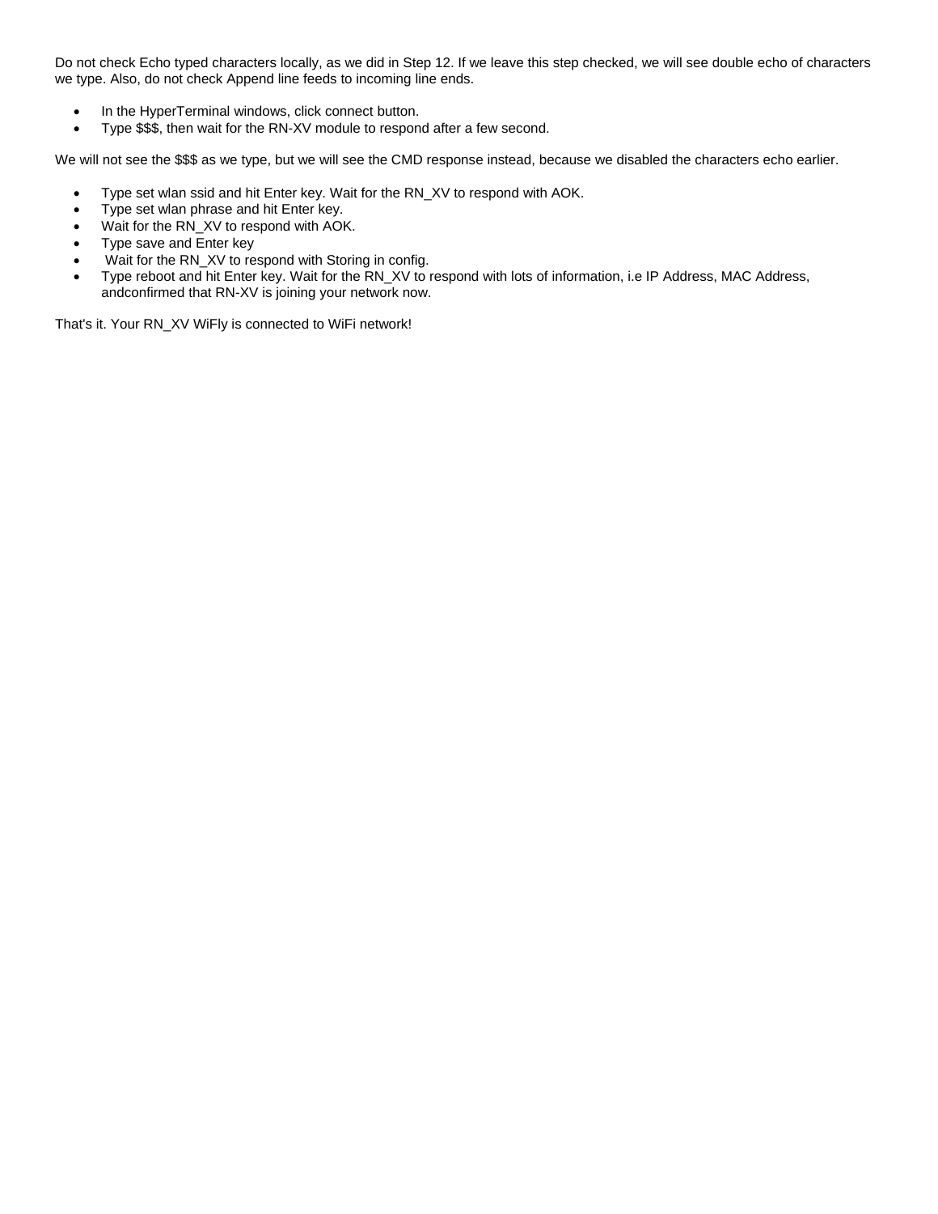Do not check Echo typed characters locally, as we did in Step 12. If we leave this step checked, we will see double echo of characters we type. Also, do not check Append line feeds to incoming line ends.

- In the HyperTerminal windows, click connect button.
- Type $$$, then wait for the RN-XV module to respond after a few second.

We will not see the $$$ as we type, but we will see the CMD response instead, because we disabled the characters echo earlier.

- Type set wlan ssid and hit Enter key. Wait for the RN_XV to respond with AOK.
- Type set wlan phrase and hit Enter key.
- Wait for the RN_XV to respond with AOK.
- Type save and Enter key
- Wait for the RN_XV to respond with Storing in config.
- Type reboot and hit Enter key. Wait for the RN_XV to respond with lots of information, i.e IP Address, MAC Address, andconfirmed that RN-XV is joining your network now.

That's it. Your RN_XV WiFly is connected to WiFi network!